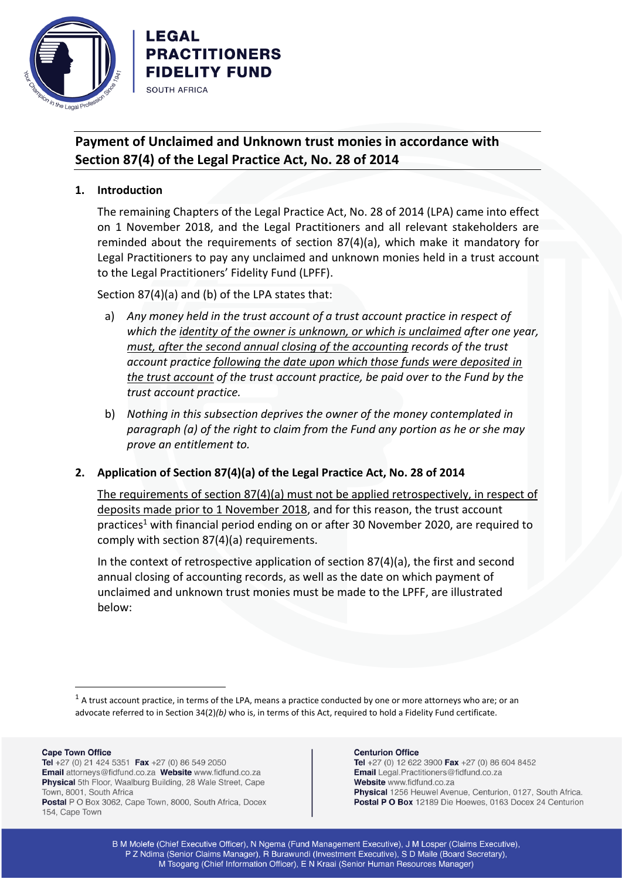# Payment of Unclaimed and Unknown trust monies in accordance with Section 87(4) of the Legal Practice Act, No. 28 of 2014

## 1. Introduction

The remaining Chapters of the Legal Practice Act, No. 28 of 2014 (LPA) came into effect on 1 November 2018, and the Legal Practitioners and all relevant stakeholders are reminded about the requirements of section 87(4)(a), which make it mandatory for Legal Practitioners to pay any unclaimed and unknown monies held in a trust account to the Legal Practitioners' Fidelity Fund (LPFF).

Section 87(4)(a) and (b) of the LPA states that:

a) *Any money held in the trust account of a trust account practice in respect of which the identity of the owner is unknown, or which is unclaimed after one year, must, after the second annual closing of the accounting records of the trust account practice following the date upon which those funds were deposited in the trust account of the trust account practice, be paid over to the Fund by the trust account practice.*

b) *Nothing in this subsection deprives the owner of the money contemplated in paragraph (a) of the right to claim from the Fund any portion as he or she may prove an entitlement to.*

## 2. Application of Section 87(4)(a) of the Legal Practice Act, No. 28 of 2014

The requirements of section 87(4)(a) must not be applied retrospectively, in respect of deposits made prior to 1 November 2018, and for this reason, the trust account practices[1] with financial period ending on or after 30 November 2020, are required to comply with section 87(4)(a) requirements.

In the context of retrospective application of section 87(4)(a), the first and second annual closing of accounting records, as well as the date on which payment of unclaimed and unknown trust monies must be made to the LPFF, are illustrated below:

---

[1] A trust account practice, in terms of the LPA, means a practice conducted by one or more attorneys who are; or an advocate referred to in Section 34(2)*(b)* who is, in terms of this Act, required to hold a Fidelity Fund certificate.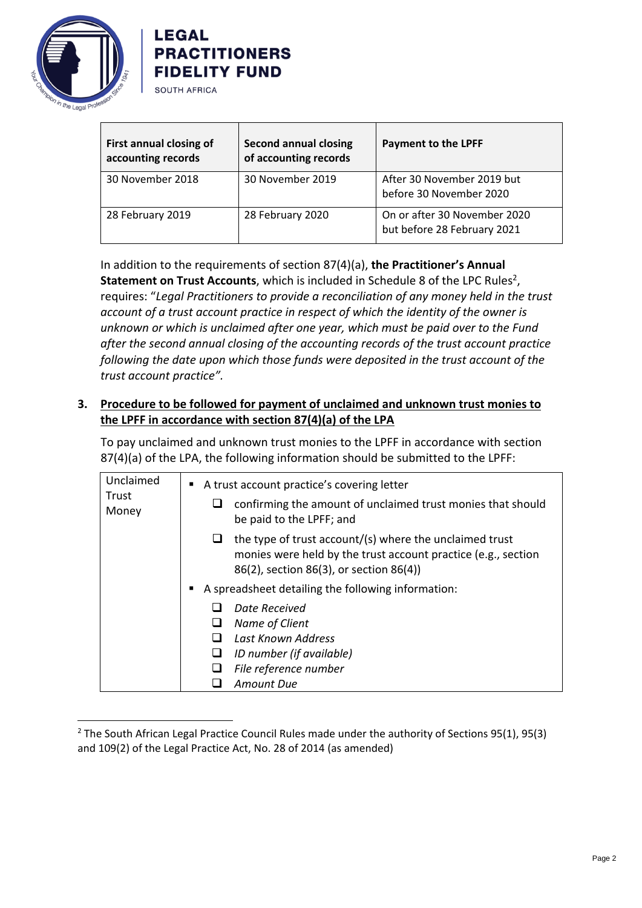| First annual closing of accounting records | Second annual closing of accounting records | Payment to the LPFF |
|---|---|---|
| 30 November 2018 | 30 November 2019 | After 30 November 2019 but before 30 November 2020 |
| 28 February 2019 | 28 February 2020 | On or after 30 November 2020 but before 28 February 2021 |

In addition to the requirements of section 87(4)(a), **the Practitioner's Annual Statement on Trust Accounts**, which is included in Schedule 8 of the LPC Rules[2], requires: "*Legal Practitioners to provide a reconciliation of any money held in the trust account of a trust account practice in respect of which the identity of the owner is unknown or which is unclaimed after one year, which must be paid over to the Fund after the second annual closing of the accounting records of the trust account practice following the date upon which those funds were deposited in the trust account of the trust account practice".*

## 3. Procedure to be followed for payment of unclaimed and unknown trust monies to the LPFF in accordance with section 87(4)(a) of the LPA

To pay unclaimed and unknown trust monies to the LPFF in accordance with section 87(4)(a) of the LPA, the following information should be submitted to the LPFF:

| Unclaimed Trust Money | ▪ A trust account practice's covering letter<br>❑ confirming the amount of unclaimed trust monies that should be paid to the LPFF; and<br>❑ the type of trust account/(s) where the unclaimed trust monies were held by the trust account practice (e.g., section 86(2), section 86(3), or section 86(4))<br>▪ A spreadsheet detailing the following information:<br>❑ *Date Received*<br>❑ *Name of Client*<br>❑ *Last Known Address*<br>❑ *ID number (if available)*<br>❑ *File reference number*<br>❑ *Amount Due* |
|---|---|

[2] The South African Legal Practice Council Rules made under the authority of Sections 95(1), 95(3) and 109(2) of the Legal Practice Act, No. 28 of 2014 (as amended)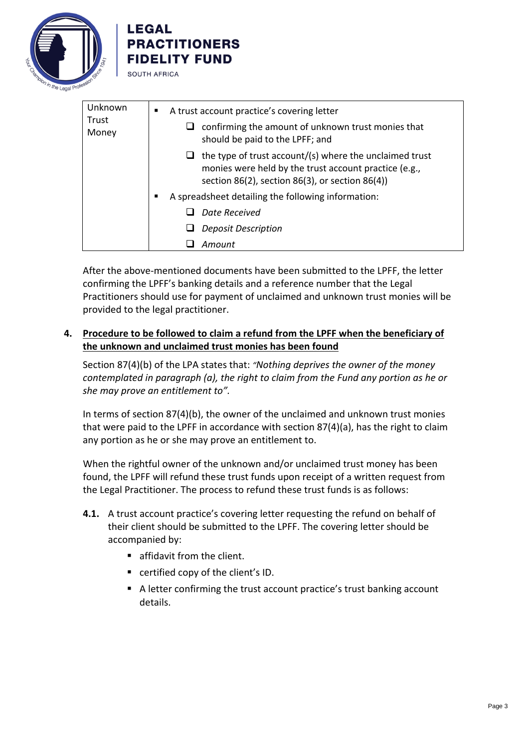| Unknown Trust Money | ▪ A trust account practice's covering letter<br>❑ confirming the amount of unknown trust monies that should be paid to the LPFF; and<br>❑ the type of trust account/(s) where the unclaimed trust monies were held by the trust account practice (e.g., section 86(2), section 86(3), or section 86(4))<br>▪ A spreadsheet detailing the following information:<br>❑ *Date Received*<br>❑ *Deposit Description*<br>❑ *Amount* |
|---|---|

After the above-mentioned documents have been submitted to the LPFF, the letter confirming the LPFF's banking details and a reference number that the Legal Practitioners should use for payment of unclaimed and unknown trust monies will be provided to the legal practitioner.

## 4. Procedure to be followed to claim a refund from the LPFF when the beneficiary of the unknown and unclaimed trust monies has been found

Section 87(4)(b) of the LPA states that: *"Nothing deprives the owner of the money contemplated in paragraph (a), the right to claim from the Fund any portion as he or she may prove an entitlement to".*

In terms of section 87(4)(b), the owner of the unclaimed and unknown trust monies that were paid to the LPFF in accordance with section 87(4)(a), has the right to claim any portion as he or she may prove an entitlement to.

When the rightful owner of the unknown and/or unclaimed trust money has been found, the LPFF will refund these trust funds upon receipt of a written request from the Legal Practitioner. The process to refund these trust funds is as follows:

**4.1.** A trust account practice's covering letter requesting the refund on behalf of their client should be submitted to the LPFF. The covering letter should be accompanied by:

- affidavit from the client.
- certified copy of the client's ID.
- A letter confirming the trust account practice's trust banking account details.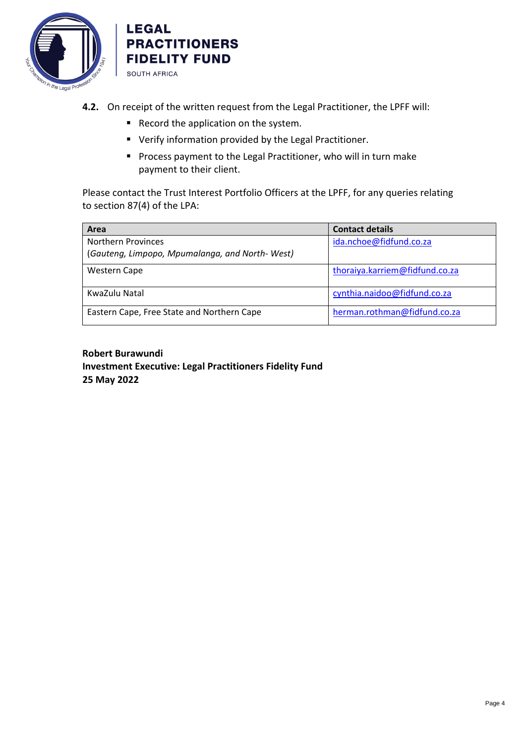**4.2.** On receipt of the written request from the Legal Practitioner, the LPFF will:

- Record the application on the system.
- Verify information provided by the Legal Practitioner.
- Process payment to the Legal Practitioner, who will in turn make payment to their client.

Please contact the Trust Interest Portfolio Officers at the LPFF, for any queries relating to section 87(4) of the LPA:

| Area | Contact details |
|---|---|
| Northern Provinces<br>*(Gauteng, Limpopo, Mpumalanga, and North- West)* | ida.nchoe@fidfund.co.za |
| Western Cape | thoraiya.karriem@fidfund.co.za |
| KwaZulu Natal | cynthia.naidoo@fidfund.co.za |
| Eastern Cape, Free State and Northern Cape | herman.rothman@fidfund.co.za |

**Robert Burawundi**
**Investment Executive: Legal Practitioners Fidelity Fund**
**25 May 2022**